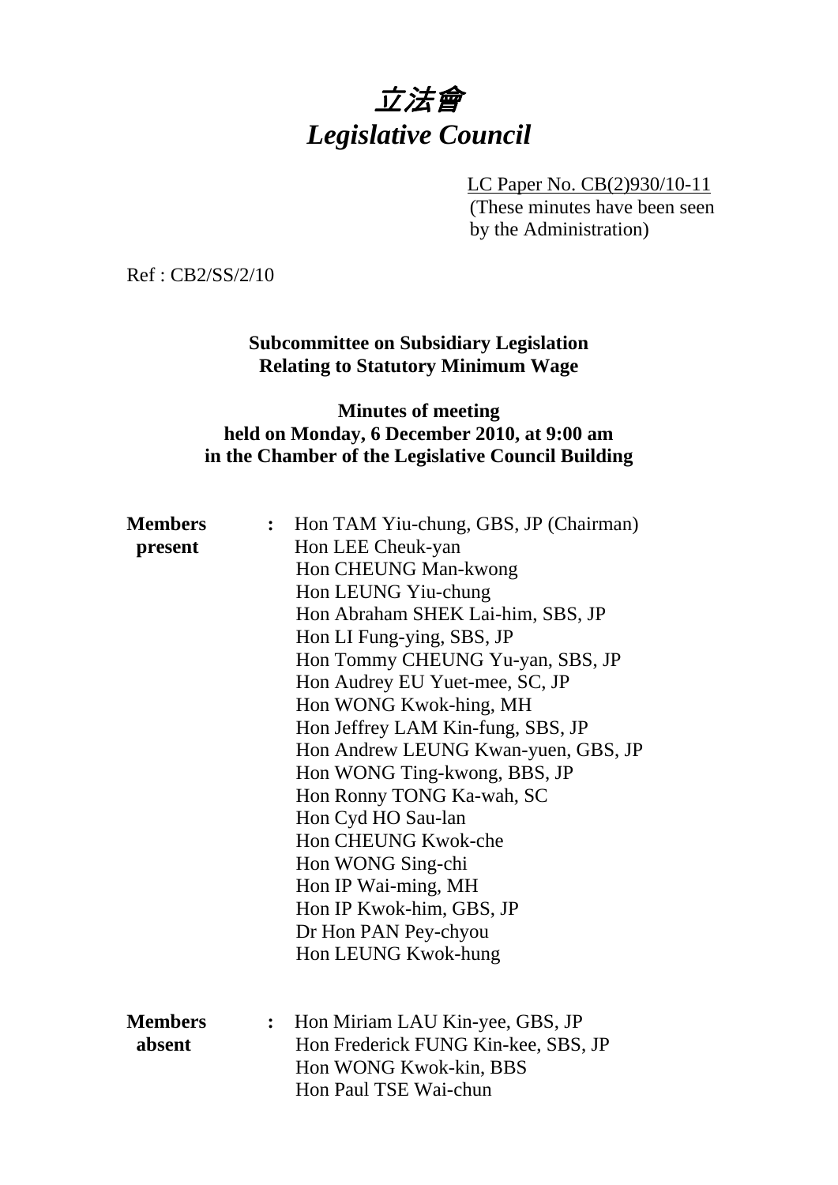# *立法會*
# *Legislative Council*

LC Paper No. CB(2)930/10-11
(These minutes have been seen by the Administration)

Ref : CB2/SS/2/10

**Subcommittee on Subsidiary Legislation Relating to Statutory Minimum Wage**

**Minutes of meeting held on Monday, 6 December 2010, at 9:00 am in the Chamber of the Legislative Council Building**

**Members present** : Hon TAM Yiu-chung, GBS, JP (Chairman)
Hon LEE Cheuk-yan
Hon CHEUNG Man-kwong
Hon LEUNG Yiu-chung
Hon Abraham SHEK Lai-him, SBS, JP
Hon LI Fung-ying, SBS, JP
Hon Tommy CHEUNG Yu-yan, SBS, JP
Hon Audrey EU Yuet-mee, SC, JP
Hon WONG Kwok-hing, MH
Hon Jeffrey LAM Kin-fung, SBS, JP
Hon Andrew LEUNG Kwan-yuen, GBS, JP
Hon WONG Ting-kwong, BBS, JP
Hon Ronny TONG Ka-wah, SC
Hon Cyd HO Sau-lan
Hon CHEUNG Kwok-che
Hon WONG Sing-chi
Hon IP Wai-ming, MH
Hon IP Kwok-him, GBS, JP
Dr Hon PAN Pey-chyou
Hon LEUNG Kwok-hung

**Members absent** : Hon Miriam LAU Kin-yee, GBS, JP
Hon Frederick FUNG Kin-kee, SBS, JP
Hon WONG Kwok-kin, BBS
Hon Paul TSE Wai-chun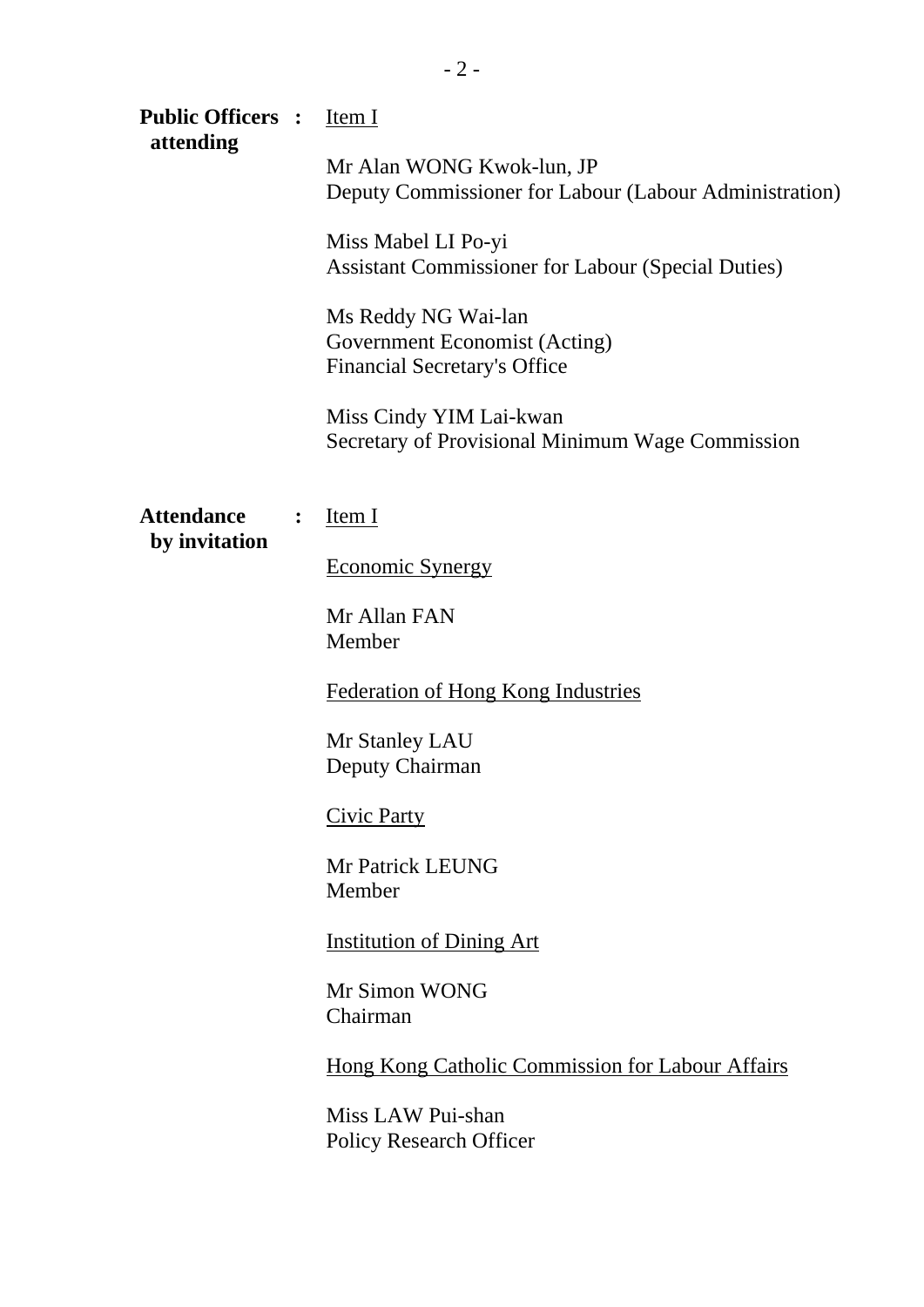**Public Officers attending** : <u>Item I</u>

Mr Alan WONG Kwok-lun, JP
Deputy Commissioner for Labour (Labour Administration)

Miss Mabel LI Po-yi
Assistant Commissioner for Labour (Special Duties)

Ms Reddy NG Wai-lan
Government Economist (Acting)
Financial Secretary's Office

Miss Cindy YIM Lai-kwan
Secretary of Provisional Minimum Wage Commission

**Attendance by invitation** : <u>Item I</u>

<u>Economic Synergy</u>

Mr Allan FAN
Member

<u>Federation of Hong Kong Industries</u>

Mr Stanley LAU
Deputy Chairman

<u>Civic Party</u>

Mr Patrick LEUNG
Member

<u>Institution of Dining Art</u>

Mr Simon WONG
Chairman

<u>Hong Kong Catholic Commission for Labour Affairs</u>

Miss LAW Pui-shan
Policy Research Officer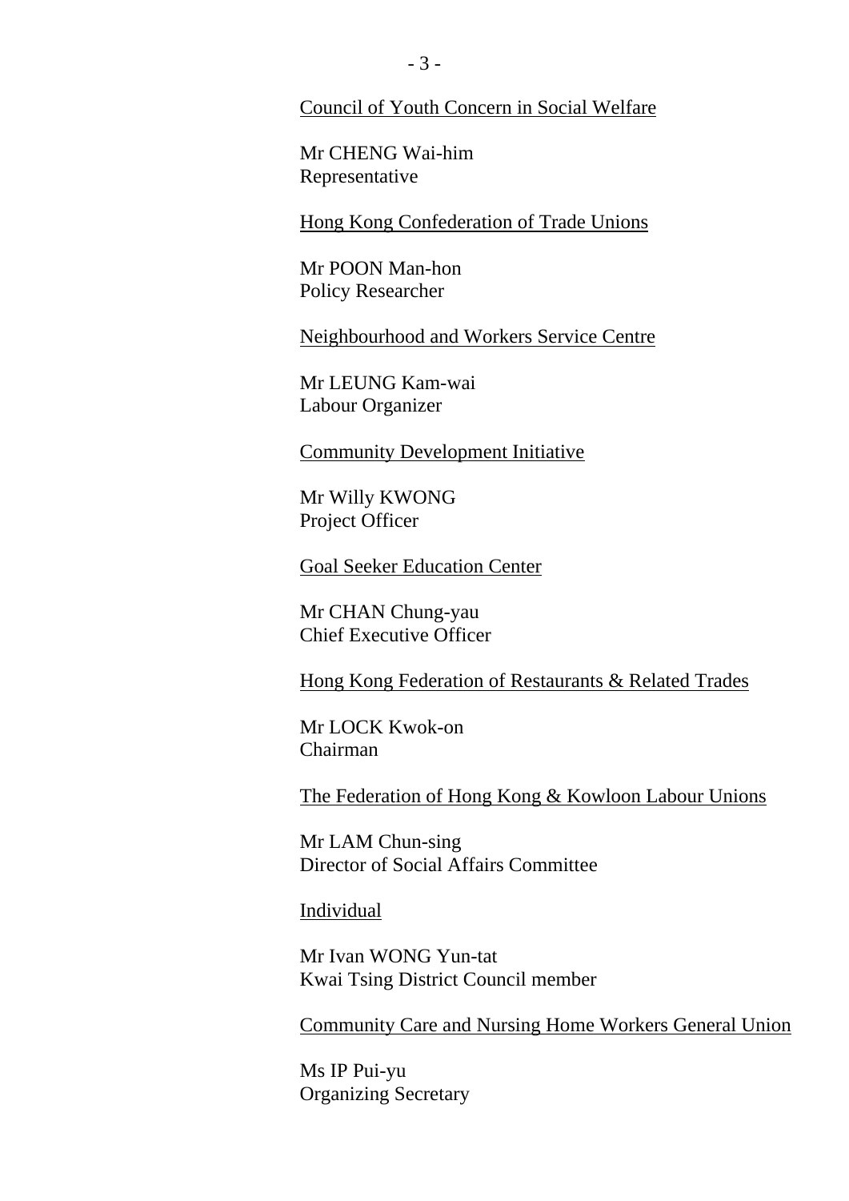<u>Council of Youth Concern in Social Welfare</u>

Mr CHENG Wai-him
Representative

<u>Hong Kong Confederation of Trade Unions</u>

Mr POON Man-hon
Policy Researcher

<u>Neighbourhood and Workers Service Centre</u>

Mr LEUNG Kam-wai
Labour Organizer

<u>Community Development Initiative</u>

Mr Willy KWONG
Project Officer

<u>Goal Seeker Education Center</u>

Mr CHAN Chung-yau
Chief Executive Officer

<u>Hong Kong Federation of Restaurants & Related Trades</u>

Mr LOCK Kwok-on
Chairman

<u>The Federation of Hong Kong & Kowloon Labour Unions</u>

Mr LAM Chun-sing
Director of Social Affairs Committee

<u>Individual</u>

Mr Ivan WONG Yun-tat
Kwai Tsing District Council member

<u>Community Care and Nursing Home Workers General Union</u>

Ms IP Pui-yu
Organizing Secretary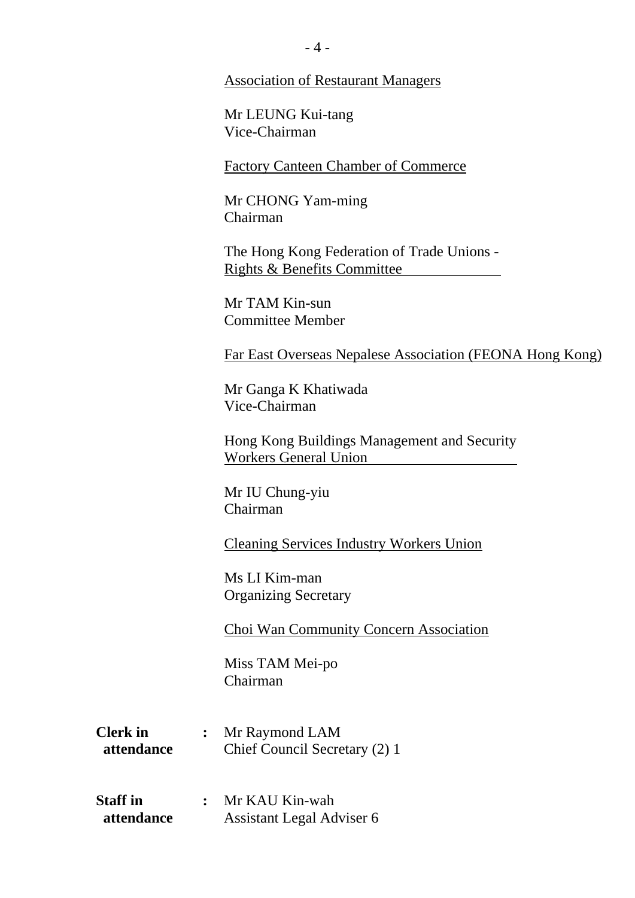Association of Restaurant Managers

Mr LEUNG Kui-tang
Vice-Chairman

Factory Canteen Chamber of Commerce

Mr CHONG Yam-ming
Chairman

The Hong Kong Federation of Trade Unions - Rights & Benefits Committee

Mr TAM Kin-sun
Committee Member

Far East Overseas Nepalese Association (FEONA Hong Kong)

Mr Ganga K Khatiwada
Vice-Chairman

Hong Kong Buildings Management and Security Workers General Union

Mr IU Chung-yiu
Chairman

Cleaning Services Industry Workers Union

Ms LI Kim-man
Organizing Secretary

Choi Wan Community Concern Association

Miss TAM Mei-po
Chairman

**Clerk in attendance** : Mr Raymond LAM
Chief Council Secretary (2) 1

**Staff in attendance** : Mr KAU Kin-wah
Assistant Legal Adviser 6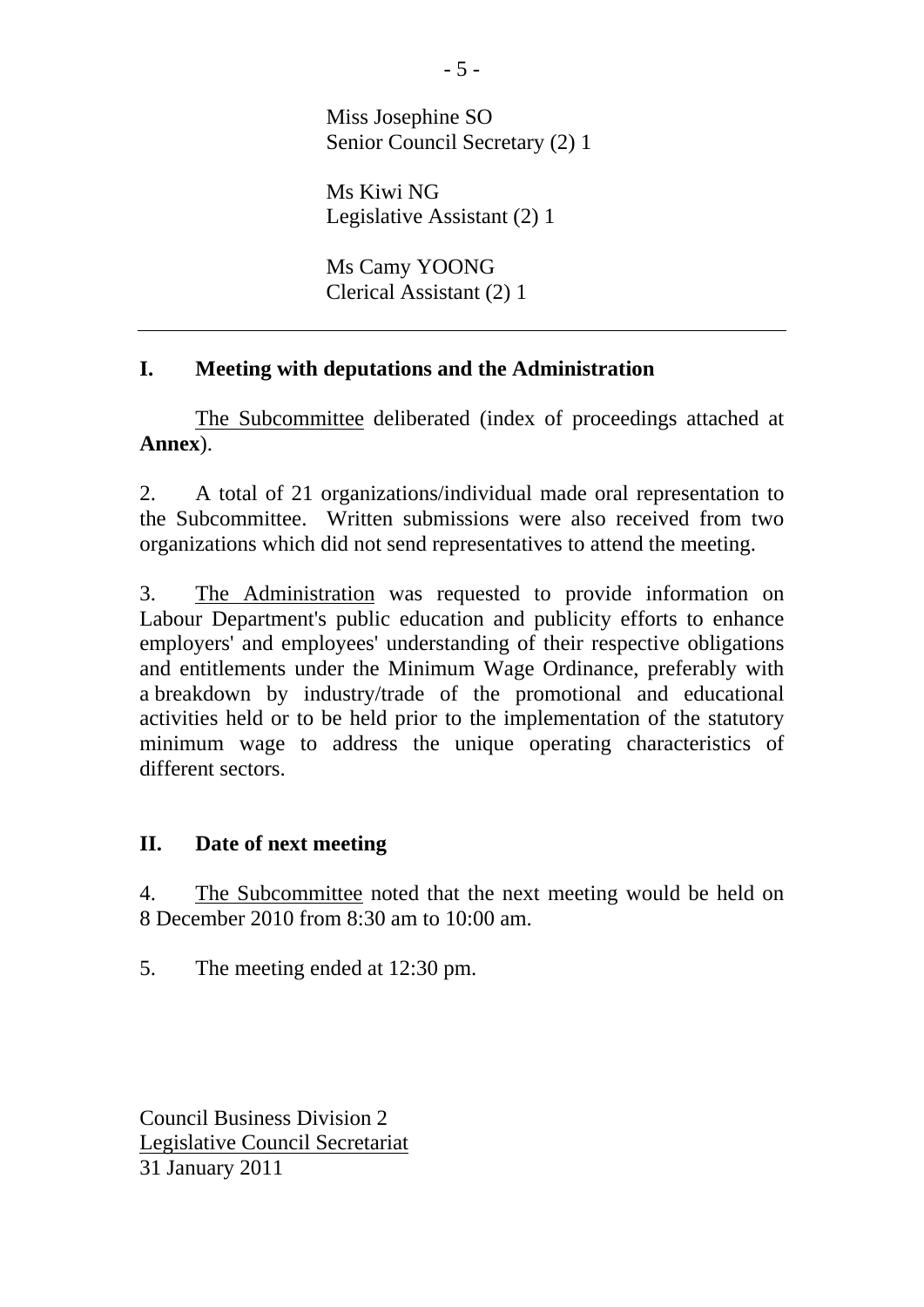Miss Josephine SO
Senior Council Secretary (2) 1

Ms Kiwi NG
Legislative Assistant (2) 1

Ms Camy YOONG
Clerical Assistant (2) 1

---

## I. Meeting with deputations and the Administration

The Subcommittee deliberated (index of proceedings attached at **Annex**).

2. A total of 21 organizations/individual made oral representation to the Subcommittee. Written submissions were also received from two organizations which did not send representatives to attend the meeting.

3. The Administration was requested to provide information on Labour Department's public education and publicity efforts to enhance employers' and employees' understanding of their respective obligations and entitlements under the Minimum Wage Ordinance, preferably with a breakdown by industry/trade of the promotional and educational activities held or to be held prior to the implementation of the statutory minimum wage to address the unique operating characteristics of different sectors.

## II. Date of next meeting

4. The Subcommittee noted that the next meeting would be held on 8 December 2010 from 8:30 am to 10:00 am.

5. The meeting ended at 12:30 pm.

Council Business Division 2
Legislative Council Secretariat
31 January 2011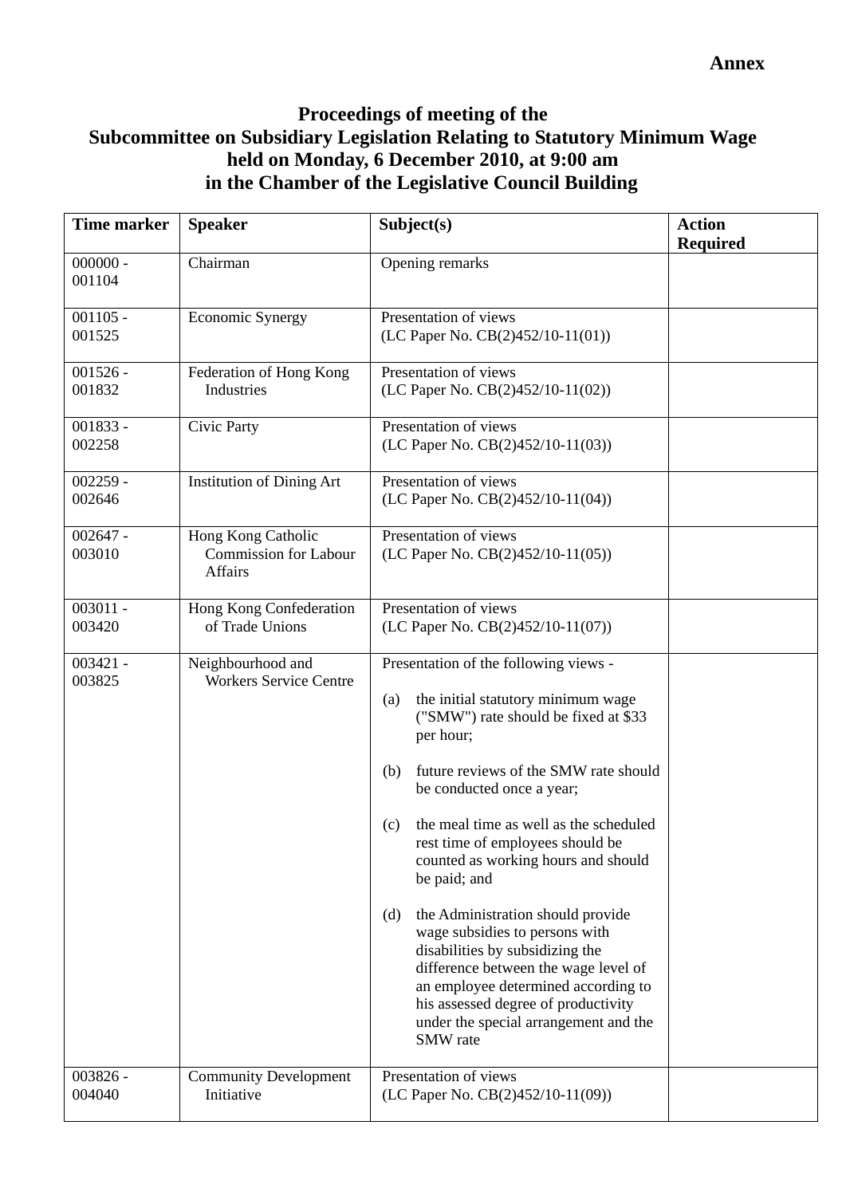**Annex**

# Proceedings of meeting of the Subcommittee on Subsidiary Legislation Relating to Statutory Minimum Wage held on Monday, 6 December 2010, at 9:00 am in the Chamber of the Legislative Council Building

| Time marker | Speaker | Subject(s) | Action Required |
|---|---|---|---|
| 000000 - 001104 | Chairman | Opening remarks | |
| 001105 - 001525 | Economic Synergy | Presentation of views (LC Paper No. CB(2)452/10-11(01)) | |
| 001526 - 001832 | Federation of Hong Kong Industries | Presentation of views (LC Paper No. CB(2)452/10-11(02)) | |
| 001833 - 002258 | Civic Party | Presentation of views (LC Paper No. CB(2)452/10-11(03)) | |
| 002259 - 002646 | Institution of Dining Art | Presentation of views (LC Paper No. CB(2)452/10-11(04)) | |
| 002647 - 003010 | Hong Kong Catholic Commission for Labour Affairs | Presentation of views (LC Paper No. CB(2)452/10-11(05)) | |
| 003011 - 003420 | Hong Kong Confederation of Trade Unions | Presentation of views (LC Paper No. CB(2)452/10-11(07)) | |
| 003421 - 003825 | Neighbourhood and Workers Service Centre | Presentation of the following views - <br>(a) the initial statutory minimum wage ("SMW") rate should be fixed at $33 per hour; <br>(b) future reviews of the SMW rate should be conducted once a year; <br>(c) the meal time as well as the scheduled rest time of employees should be counted as working hours and should be paid; and <br>(d) the Administration should provide wage subsidies to persons with disabilities by subsidizing the difference between the wage level of an employee determined according to his assessed degree of productivity under the special arrangement and the SMW rate | |
| 003826 - 004040 | Community Development Initiative | Presentation of views (LC Paper No. CB(2)452/10-11(09)) | |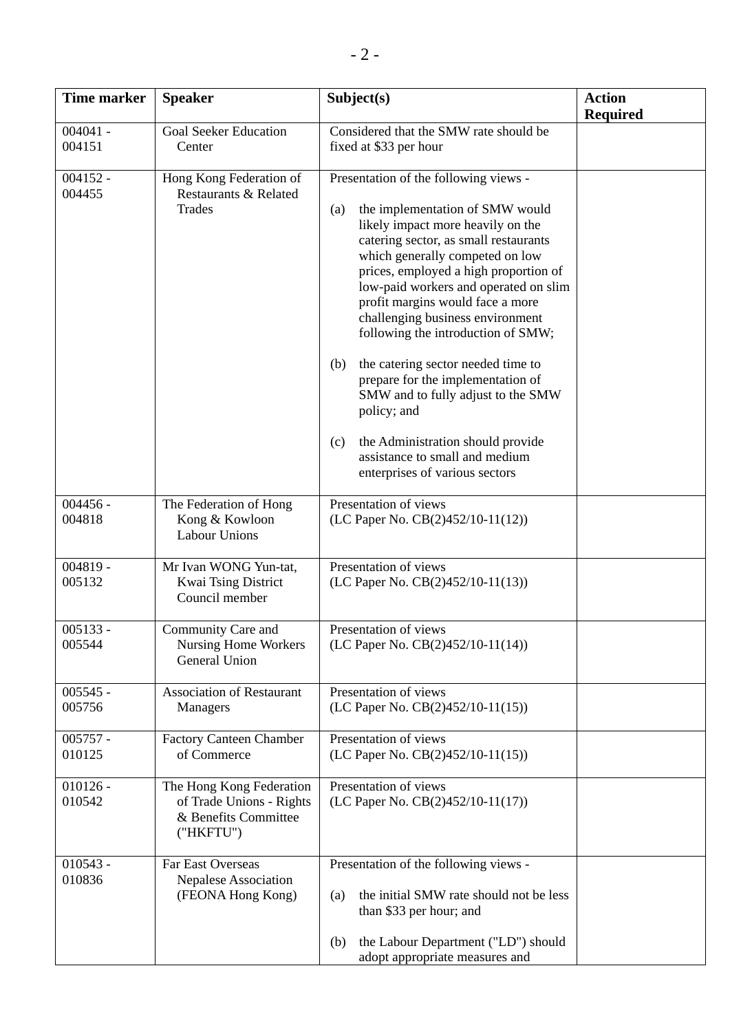| Time marker | Speaker | Subject(s) | Action Required |
|---|---|---|---|
| 004041 - 004151 | Goal Seeker Education Center | Considered that the SMW rate should be fixed at $33 per hour | |
| 004152 - 004455 | Hong Kong Federation of Restaurants & Related Trades | Presentation of the following views - <br><br> (a) the implementation of SMW would likely impact more heavily on the catering sector, as small restaurants which generally competed on low prices, employed a high proportion of low-paid workers and operated on slim profit margins would face a more challenging business environment following the introduction of SMW; <br><br> (b) the catering sector needed time to prepare for the implementation of SMW and to fully adjust to the SMW policy; and <br><br> (c) the Administration should provide assistance to small and medium enterprises of various sectors | |
| 004456 - 004818 | The Federation of Hong Kong & Kowloon Labour Unions | Presentation of views (LC Paper No. CB(2)452/10-11(12)) | |
| 004819 - 005132 | Mr Ivan WONG Yun-tat, Kwai Tsing District Council member | Presentation of views (LC Paper No. CB(2)452/10-11(13)) | |
| 005133 - 005544 | Community Care and Nursing Home Workers General Union | Presentation of views (LC Paper No. CB(2)452/10-11(14)) | |
| 005545 - 005756 | Association of Restaurant Managers | Presentation of views (LC Paper No. CB(2)452/10-11(15)) | |
| 005757 - 010125 | Factory Canteen Chamber of Commerce | Presentation of views (LC Paper No. CB(2)452/10-11(15)) | |
| 010126 - 010542 | The Hong Kong Federation of Trade Unions - Rights & Benefits Committee ("HKFTU") | Presentation of views (LC Paper No. CB(2)452/10-11(17)) | |
| 010543 - 010836 | Far East Overseas Nepalese Association (FEONA Hong Kong) | Presentation of the following views - <br><br> (a) the initial SMW rate should not be less than $33 per hour; and <br><br> (b) the Labour Department ("LD") should adopt appropriate measures and | |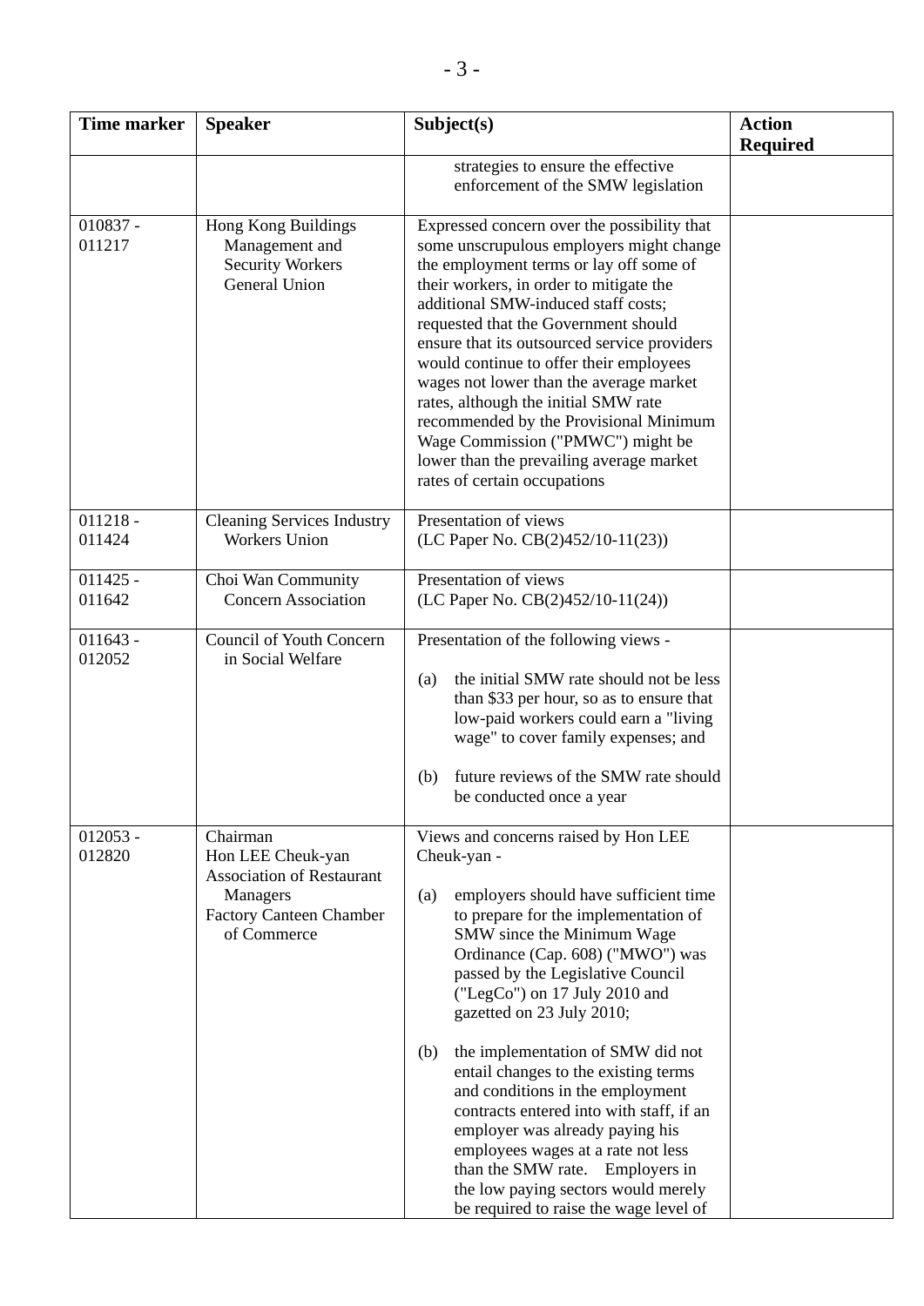| Time marker | Speaker | Subject(s) | Action Required |
|---|---|---|---|
| | | strategies to ensure the effective enforcement of the SMW legislation | |
| 010837 - 011217 | Hong Kong Buildings Management and Security Workers General Union | Expressed concern over the possibility that some unscrupulous employers might change the employment terms or lay off some of their workers, in order to mitigate the additional SMW-induced staff costs; requested that the Government should ensure that its outsourced service providers would continue to offer their employees wages not lower than the average market rates, although the initial SMW rate recommended by the Provisional Minimum Wage Commission ("PMWC") might be lower than the prevailing average market rates of certain occupations | |
| 011218 - 011424 | Cleaning Services Industry Workers Union | Presentation of views (LC Paper No. CB(2)452/10-11(23)) | |
| 011425 - 011642 | Choi Wan Community Concern Association | Presentation of views (LC Paper No. CB(2)452/10-11(24)) | |
| 011643 - 012052 | Council of Youth Concern in Social Welfare | Presentation of the following views - <br><br>(a) the initial SMW rate should not be less than $33 per hour, so as to ensure that low-paid workers could earn a "living wage" to cover family expenses; and <br><br>(b) future reviews of the SMW rate should be conducted once a year | |
| 012053 - 012820 | Chairman<br>Hon LEE Cheuk-yan<br>Association of Restaurant Managers<br>Factory Canteen Chamber of Commerce | Views and concerns raised by Hon LEE Cheuk-yan - <br><br>(a) employers should have sufficient time to prepare for the implementation of SMW since the Minimum Wage Ordinance (Cap. 608) ("MWO") was passed by the Legislative Council ("LegCo") on 17 July 2010 and gazetted on 23 July 2010; <br><br>(b) the implementation of SMW did not entail changes to the existing terms and conditions in the employment contracts entered into with staff, if an employer was already paying his employees wages at a rate not less than the SMW rate. Employers in the low paying sectors would merely be required to raise the wage level of | |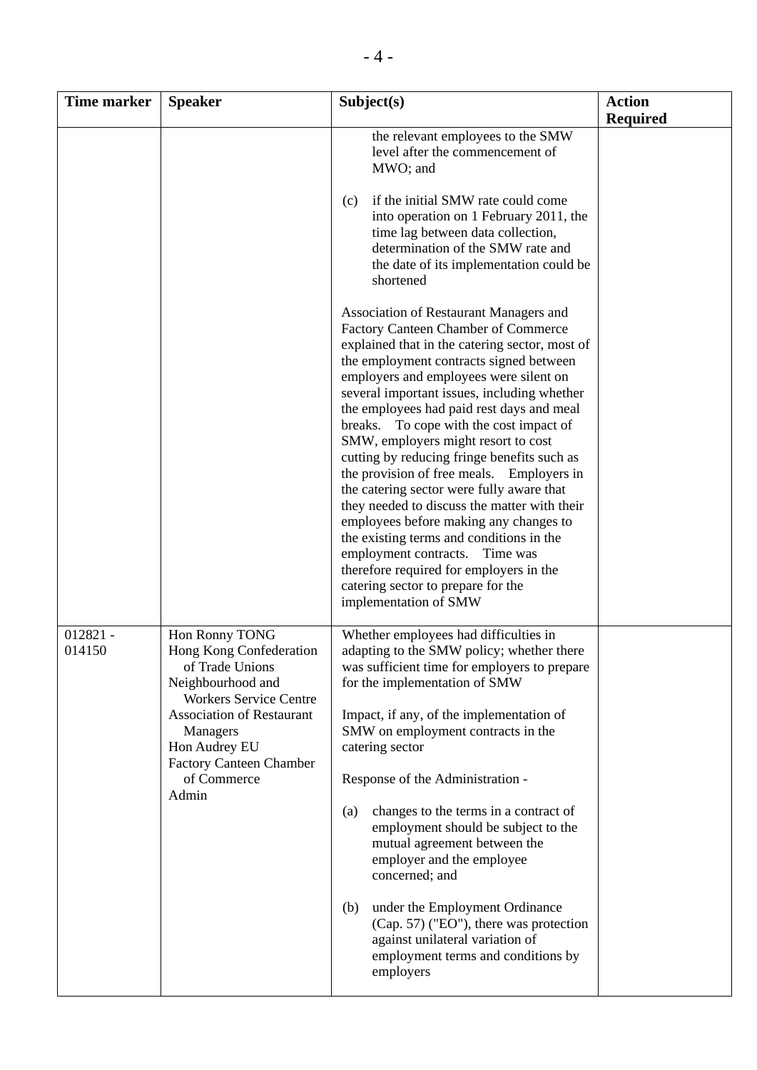| Time marker | Speaker | Subject(s) | Action Required |
|---|---|---|---|
| | | the relevant employees to the SMW level after the commencement of MWO; and<br><br>(c) if the initial SMW rate could come into operation on 1 February 2011, the time lag between data collection, determination of the SMW rate and the date of its implementation could be shortened<br><br>Association of Restaurant Managers and Factory Canteen Chamber of Commerce explained that in the catering sector, most of the employment contracts signed between employers and employees were silent on several important issues, including whether the employees had paid rest days and meal breaks. To cope with the cost impact of SMW, employers might resort to cost cutting by reducing fringe benefits such as the provision of free meals. Employers in the catering sector were fully aware that they needed to discuss the matter with their employees before making any changes to the existing terms and conditions in the employment contracts. Time was therefore required for employers in the catering sector to prepare for the implementation of SMW | |
| 012821 - 014150 | Hon Ronny TONG<br>Hong Kong Confederation of Trade Unions<br>Neighbourhood and Workers Service Centre<br>Association of Restaurant Managers<br>Hon Audrey EU<br>Factory Canteen Chamber of Commerce<br>Admin | Whether employees had difficulties in adapting to the SMW policy; whether there was sufficient time for employers to prepare for the implementation of SMW<br><br>Impact, if any, of the implementation of SMW on employment contracts in the catering sector<br><br>Response of the Administration -<br><br>(a) changes to the terms in a contract of employment should be subject to the mutual agreement between the employer and the employee concerned; and<br><br>(b) under the Employment Ordinance (Cap. 57) ("EO"), there was protection against unilateral variation of employment terms and conditions by employers | |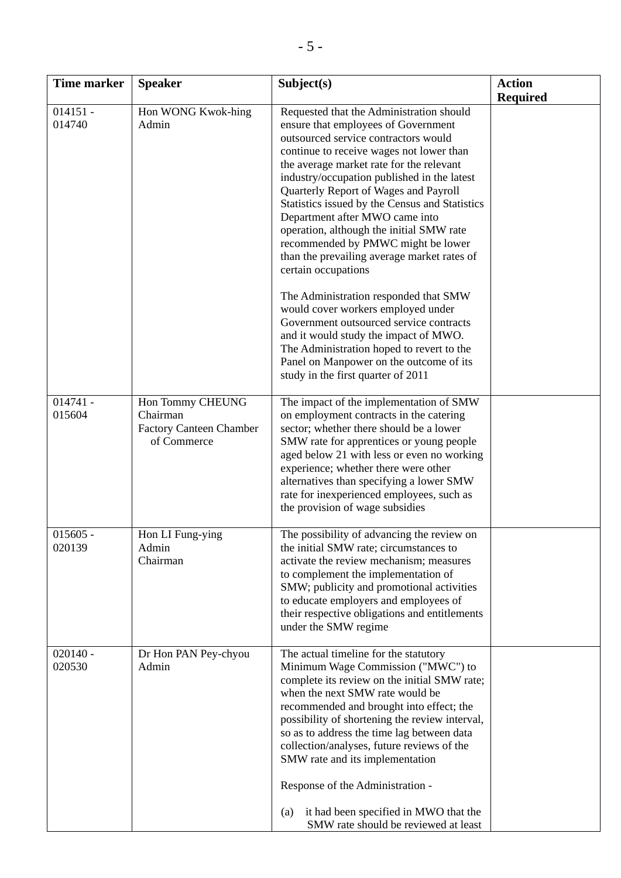| Time marker | Speaker | Subject(s) | Action Required |
|---|---|---|---|
| 014151 - 014740 | Hon WONG Kwok-hing<br>Admin | Requested that the Administration should ensure that employees of Government outsourced service contractors would continue to receive wages not lower than the average market rate for the relevant industry/occupation published in the latest Quarterly Report of Wages and Payroll Statistics issued by the Census and Statistics Department after MWO came into operation, although the initial SMW rate recommended by PMWC might be lower than the prevailing average market rates of certain occupations<br><br>The Administration responded that SMW would cover workers employed under Government outsourced service contracts and it would study the impact of MWO. The Administration hoped to revert to the Panel on Manpower on the outcome of its study in the first quarter of 2011 | |
| 014741 - 015604 | Hon Tommy CHEUNG<br>Chairman<br>Factory Canteen Chamber of Commerce | The impact of the implementation of SMW on employment contracts in the catering sector; whether there should be a lower SMW rate for apprentices or young people aged below 21 with less or even no working experience; whether there were other alternatives than specifying a lower SMW rate for inexperienced employees, such as the provision of wage subsidies | |
| 015605 - 020139 | Hon LI Fung-ying<br>Admin<br>Chairman | The possibility of advancing the review on the initial SMW rate; circumstances to activate the review mechanism; measures to complement the implementation of SMW; publicity and promotional activities to educate employers and employees of their respective obligations and entitlements under the SMW regime | |
| 020140 - 020530 | Dr Hon PAN Pey-chyou<br>Admin | The actual timeline for the statutory Minimum Wage Commission ("MWC") to complete its review on the initial SMW rate; when the next SMW rate would be recommended and brought into effect; the possibility of shortening the review interval, so as to address the time lag between data collection/analyses, future reviews of the SMW rate and its implementation<br><br>Response of the Administration -<br><br>(a) it had been specified in MWO that the SMW rate should be reviewed at least | |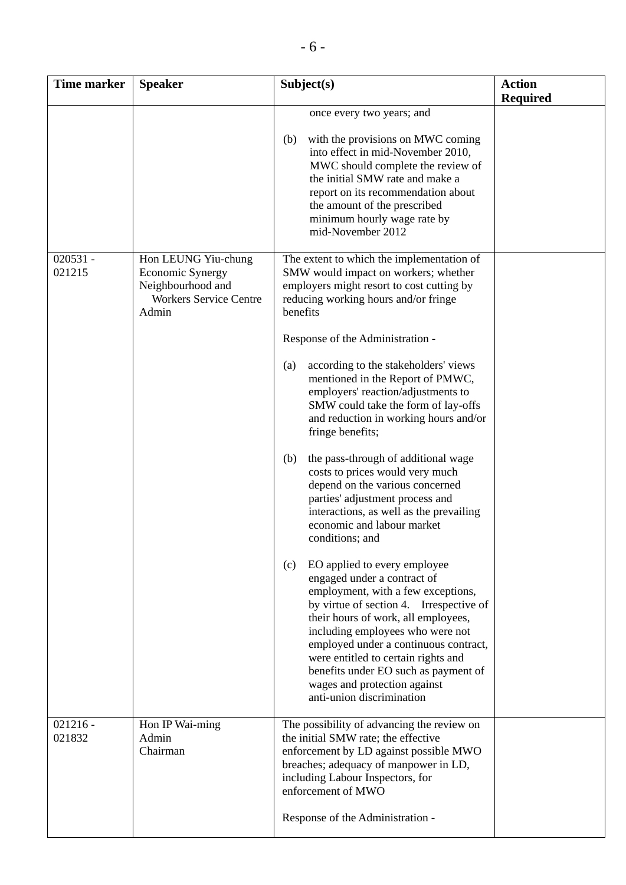| Time marker | Speaker | Subject(s) | Action Required |
|---|---|---|---|
| | | once every two years; and<br><br>(b) with the provisions on MWC coming into effect in mid-November 2010, MWC should complete the review of the initial SMW rate and make a report on its recommendation about the amount of the prescribed minimum hourly wage rate by mid-November 2012 | |
| 020531 - 021215 | Hon LEUNG Yiu-chung<br>Economic Synergy Neighbourhood and Workers Service Centre<br>Admin | The extent to which the implementation of SMW would impact on workers; whether employers might resort to cost cutting by reducing working hours and/or fringe benefits<br><br>Response of the Administration -<br><br>(a) according to the stakeholders' views mentioned in the Report of PMWC, employers' reaction/adjustments to SMW could take the form of lay-offs and reduction in working hours and/or fringe benefits;<br><br>(b) the pass-through of additional wage costs to prices would very much depend on the various concerned parties' adjustment process and interactions, as well as the prevailing economic and labour market conditions; and<br><br>(c) EO applied to every employee engaged under a contract of employment, with a few exceptions, by virtue of section 4. Irrespective of their hours of work, all employees, including employees who were not employed under a continuous contract, were entitled to certain rights and benefits under EO such as payment of wages and protection against anti-union discrimination | |
| 021216 - 021832 | Hon IP Wai-ming<br>Admin<br>Chairman | The possibility of advancing the review on the initial SMW rate; the effective enforcement by LD against possible MWO breaches; adequacy of manpower in LD, including Labour Inspectors, for enforcement of MWO<br><br>Response of the Administration - | |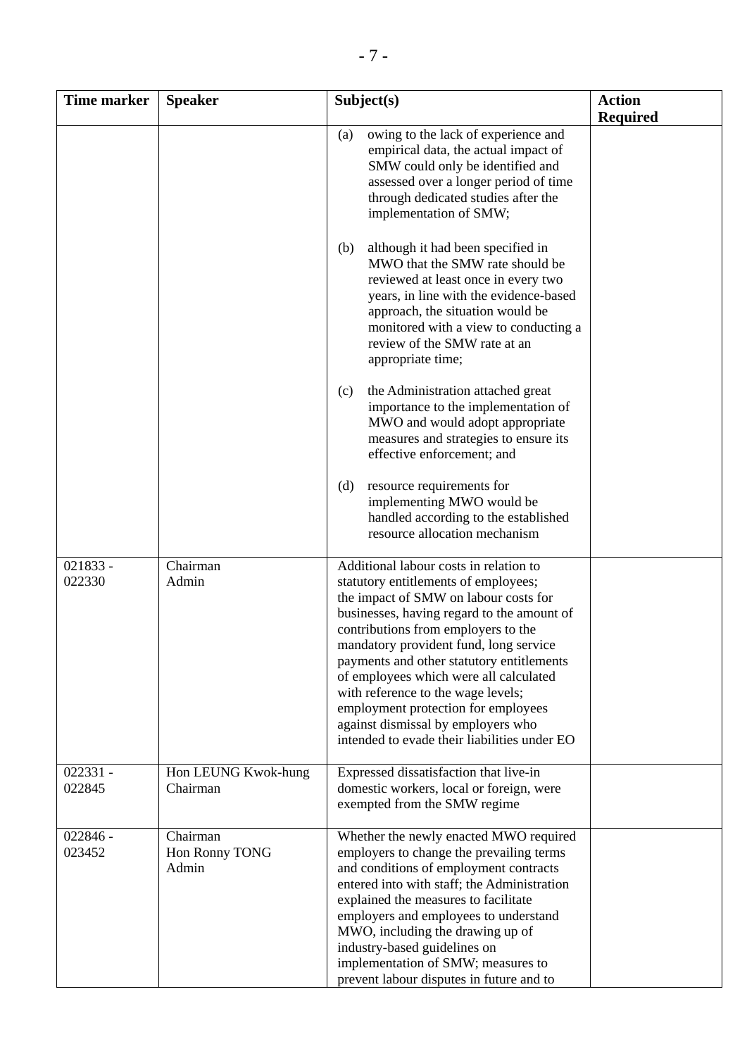| Time marker | Speaker | Subject(s) | Action Required |
|---|---|---|---|
| | | (a) owing to the lack of experience and empirical data, the actual impact of SMW could only be identified and assessed over a longer period of time through dedicated studies after the implementation of SMW;<br><br>(b) although it had been specified in MWO that the SMW rate should be reviewed at least once in every two years, in line with the evidence-based approach, the situation would be monitored with a view to conducting a review of the SMW rate at an appropriate time;<br><br>(c) the Administration attached great importance to the implementation of MWO and would adopt appropriate measures and strategies to ensure its effective enforcement; and<br><br>(d) resource requirements for implementing MWO would be handled according to the established resource allocation mechanism | |
| 021833 - 022330 | Chairman<br>Admin | Additional labour costs in relation to statutory entitlements of employees; the impact of SMW on labour costs for businesses, having regard to the amount of contributions from employers to the mandatory provident fund, long service payments and other statutory entitlements of employees which were all calculated with reference to the wage levels; employment protection for employees against dismissal by employers who intended to evade their liabilities under EO | |
| 022331 - 022845 | Hon LEUNG Kwok-hung<br>Chairman | Expressed dissatisfaction that live-in domestic workers, local or foreign, were exempted from the SMW regime | |
| 022846 - 023452 | Chairman<br>Hon Ronny TONG<br>Admin | Whether the newly enacted MWO required employers to change the prevailing terms and conditions of employment contracts entered into with staff; the Administration explained the measures to facilitate employers and employees to understand MWO, including the drawing up of industry-based guidelines on implementation of SMW; measures to prevent labour disputes in future and to | |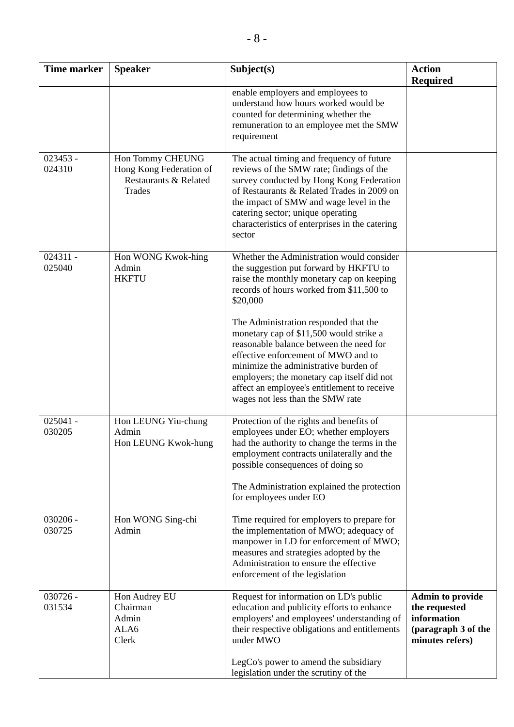| Time marker | Speaker | Subject(s) | Action Required |
|---|---|---|---|
| | | enable employers and employees to understand how hours worked would be counted for determining whether the remuneration to an employee met the SMW requirement | |
| 023453 - 024310 | Hon Tommy CHEUNG<br>Hong Kong Federation of Restaurants & Related Trades | The actual timing and frequency of future reviews of the SMW rate; findings of the survey conducted by Hong Kong Federation of Restaurants & Related Trades in 2009 on the impact of SMW and wage level in the catering sector; unique operating characteristics of enterprises in the catering sector | |
| 024311 - 025040 | Hon WONG Kwok-hing<br>Admin<br>HKFTU | Whether the Administration would consider the suggestion put forward by HKFTU to raise the monthly monetary cap on keeping records of hours worked from $11,500 to $20,000<br><br>The Administration responded that the monetary cap of $11,500 would strike a reasonable balance between the need for effective enforcement of MWO and to minimize the administrative burden of employers; the monetary cap itself did not affect an employee's entitlement to receive wages not less than the SMW rate | |
| 025041 - 030205 | Hon LEUNG Yiu-chung<br>Admin<br>Hon LEUNG Kwok-hung | Protection of the rights and benefits of employees under EO; whether employers had the authority to change the terms in the employment contracts unilaterally and the possible consequences of doing so<br><br>The Administration explained the protection for employees under EO | |
| 030206 - 030725 | Hon WONG Sing-chi<br>Admin | Time required for employers to prepare for the implementation of MWO; adequacy of manpower in LD for enforcement of MWO; measures and strategies adopted by the Administration to ensure the effective enforcement of the legislation | |
| 030726 - 031534 | Hon Audrey EU<br>Chairman<br>Admin<br>ALA6<br>Clerk | Request for information on LD's public education and publicity efforts to enhance employers' and employees' understanding of their respective obligations and entitlements under MWO<br><br>LegCo's power to amend the subsidiary legislation under the scrutiny of the | **Admin to provide the requested information (paragraph 3 of the minutes refers)** |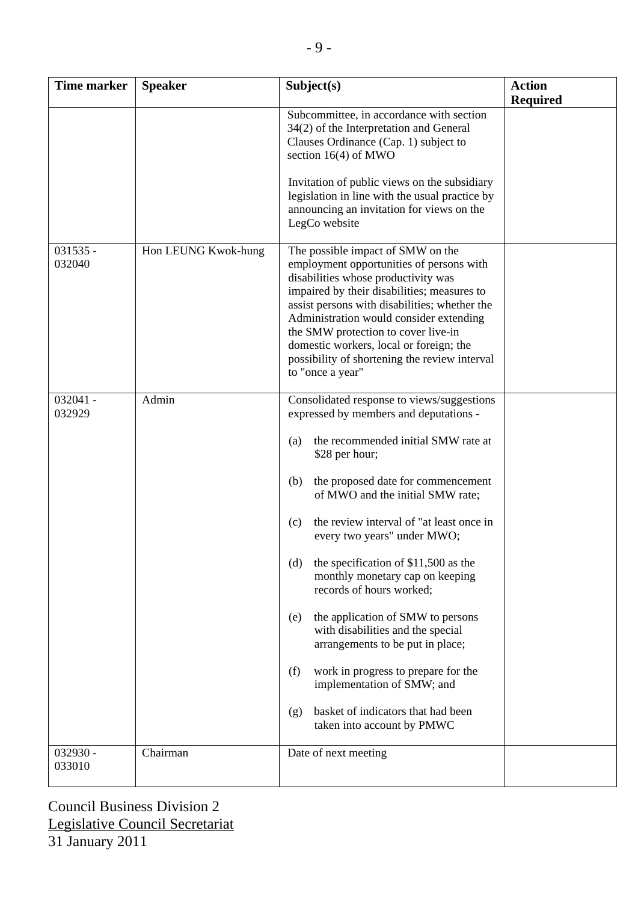| Time marker | Speaker | Subject(s) | Action Required |
|---|---|---|---|
| | | Subcommittee, in accordance with section 34(2) of the Interpretation and General Clauses Ordinance (Cap. 1) subject to section 16(4) of MWO<br><br>Invitation of public views on the subsidiary legislation in line with the usual practice by announcing an invitation for views on the LegCo website | |
| 031535 - 032040 | Hon LEUNG Kwok-hung | The possible impact of SMW on the employment opportunities of persons with disabilities whose productivity was impaired by their disabilities; measures to assist persons with disabilities; whether the Administration would consider extending the SMW protection to cover live-in domestic workers, local or foreign; the possibility of shortening the review interval to "once a year" | |
| 032041 - 032929 | Admin | Consolidated response to views/suggestions expressed by members and deputations -<br><br>(a) the recommended initial SMW rate at $28 per hour;<br><br>(b) the proposed date for commencement of MWO and the initial SMW rate;<br><br>(c) the review interval of "at least once in every two years" under MWO;<br><br>(d) the specification of $11,500 as the monthly monetary cap on keeping records of hours worked;<br><br>(e) the application of SMW to persons with disabilities and the special arrangements to be put in place;<br><br>(f) work in progress to prepare for the implementation of SMW; and<br><br>(g) basket of indicators that had been taken into account by PMWC | |
| 032930 - 033010 | Chairman | Date of next meeting | |

Council Business Division 2
Legislative Council Secretariat
31 January 2011